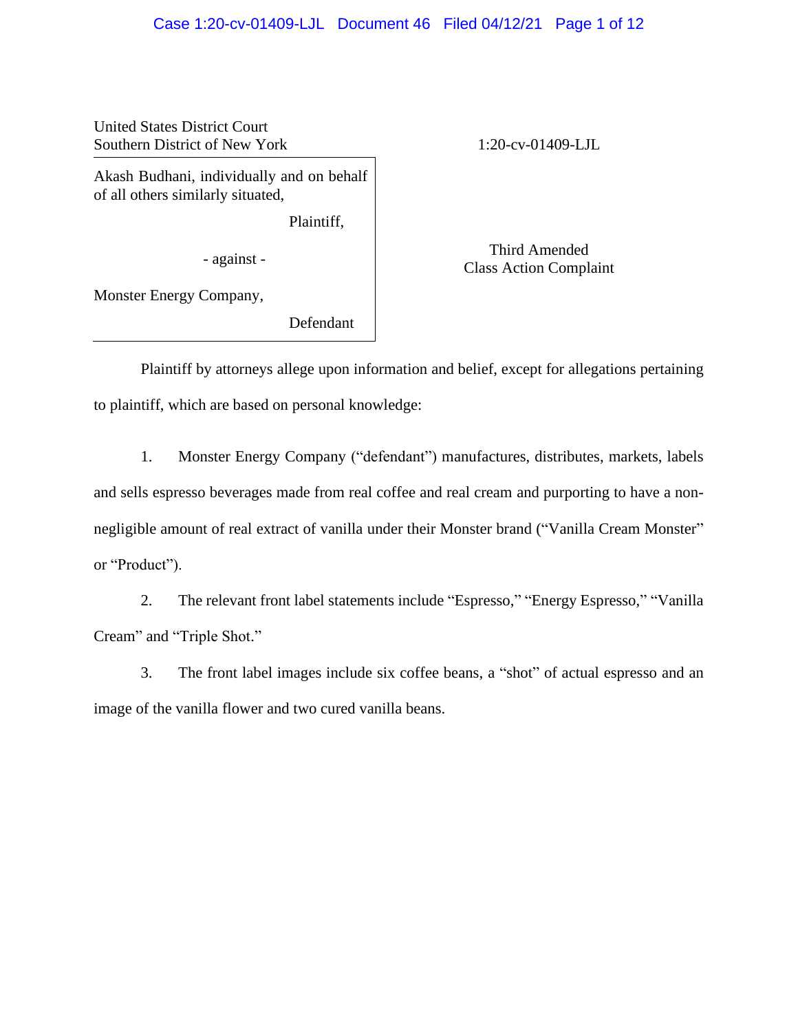United States District Court
Southern District of New York

1:20-cv-01409-LJL

Akash Budhani, individually and on behalf of all others similarly situated,

Plaintiff,

- against -

Monster Energy Company,

Defendant

Third Amended
Class Action Complaint

Plaintiff by attorneys allege upon information and belief, except for allegations pertaining to plaintiff, which are based on personal knowledge:

1. Monster Energy Company ("defendant") manufactures, distributes, markets, labels and sells espresso beverages made from real coffee and real cream and purporting to have a non-negligible amount of real extract of vanilla under their Monster brand ("Vanilla Cream Monster" or "Product").

2. The relevant front label statements include "Espresso," "Energy Espresso," "Vanilla Cream" and "Triple Shot."

3. The front label images include six coffee beans, a "shot" of actual espresso and an image of the vanilla flower and two cured vanilla beans.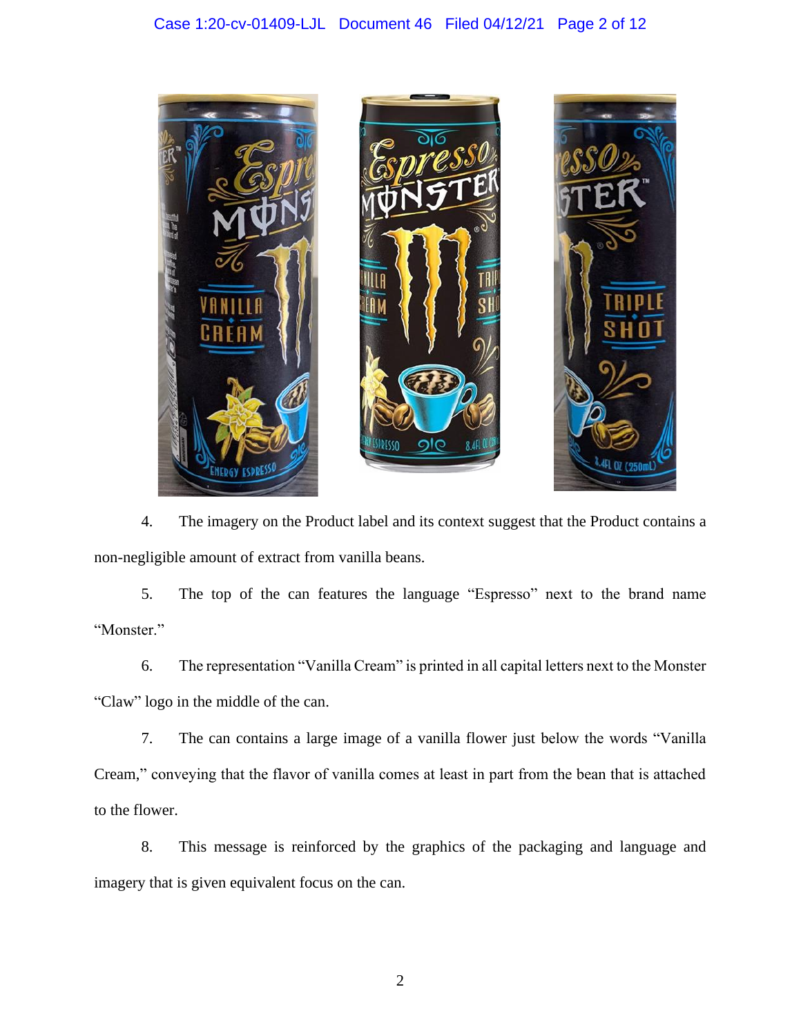4. The imagery on the Product label and its context suggest that the Product contains a non-negligible amount of extract from vanilla beans.

5. The top of the can features the language "Espresso" next to the brand name "Monster."

6. The representation "Vanilla Cream" is printed in all capital letters next to the Monster "Claw" logo in the middle of the can.

7. The can contains a large image of a vanilla flower just below the words "Vanilla Cream," conveying that the flavor of vanilla comes at least in part from the bean that is attached to the flower.

8. This message is reinforced by the graphics of the packaging and language and imagery that is given equivalent focus on the can.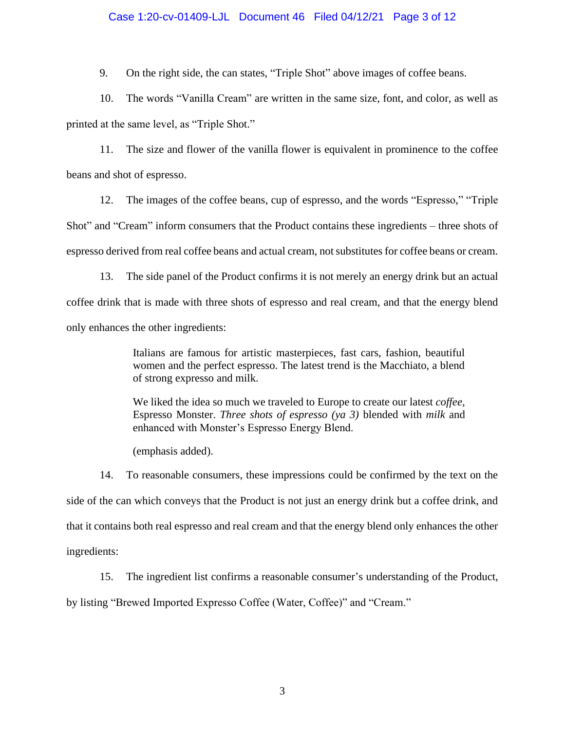9. On the right side, the can states, "Triple Shot" above images of coffee beans.

10. The words "Vanilla Cream" are written in the same size, font, and color, as well as printed at the same level, as "Triple Shot."

11. The size and flower of the vanilla flower is equivalent in prominence to the coffee beans and shot of espresso.

12. The images of the coffee beans, cup of espresso, and the words "Espresso," "Triple Shot" and "Cream" inform consumers that the Product contains these ingredients – three shots of espresso derived from real coffee beans and actual cream, not substitutes for coffee beans or cream.

13. The side panel of the Product confirms it is not merely an energy drink but an actual coffee drink that is made with three shots of espresso and real cream, and that the energy blend only enhances the other ingredients:

> Italians are famous for artistic masterpieces, fast cars, fashion, beautiful women and the perfect espresso. The latest trend is the Macchiato, a blend of strong expresso and milk.
>
> We liked the idea so much we traveled to Europe to create our latest *coffee*, Espresso Monster. *Three shots of espresso (ya 3)* blended with *milk* and enhanced with Monster's Espresso Energy Blend.
>
> (emphasis added).

14. To reasonable consumers, these impressions could be confirmed by the text on the side of the can which conveys that the Product is not just an energy drink but a coffee drink, and that it contains both real espresso and real cream and that the energy blend only enhances the other ingredients:

15. The ingredient list confirms a reasonable consumer's understanding of the Product, by listing "Brewed Imported Expresso Coffee (Water, Coffee)" and "Cream."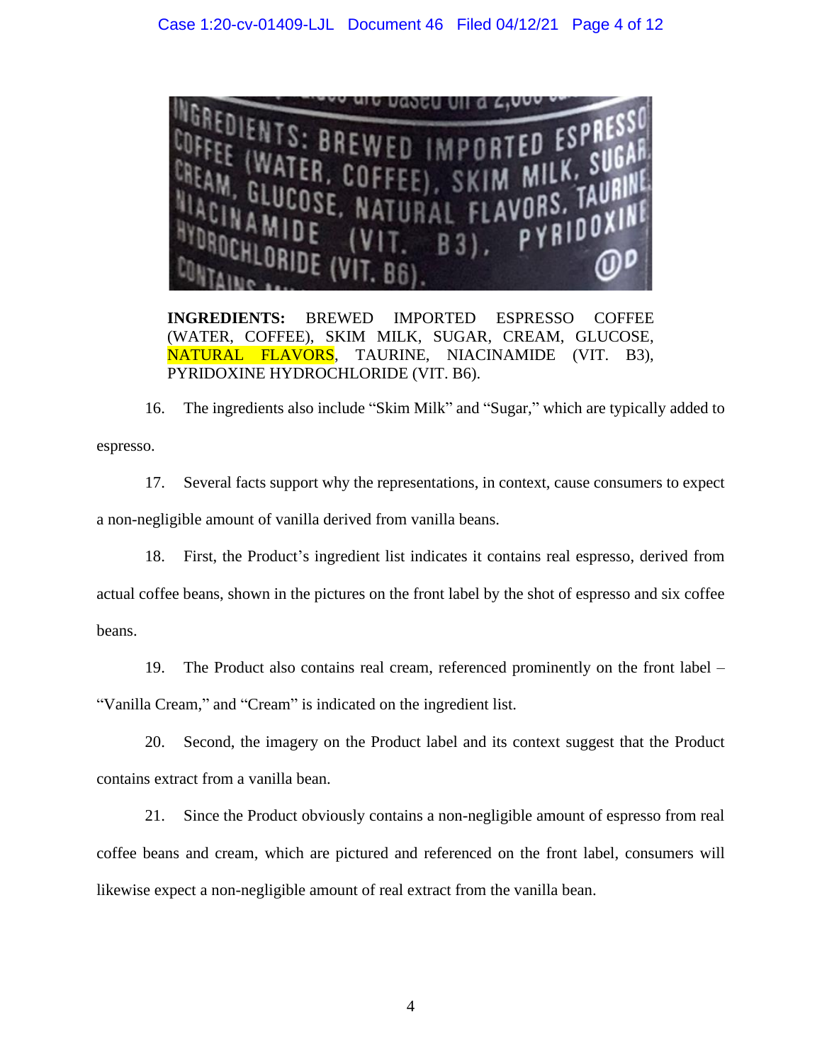**INGREDIENTS:** BREWED IMPORTED ESPRESSO COFFEE (WATER, COFFEE), SKIM MILK, SUGAR, CREAM, GLUCOSE, NATURAL FLAVORS, TAURINE, NIACINAMIDE (VIT. B3), PYRIDOXINE HYDROCHLORIDE (VIT. B6).

16. The ingredients also include "Skim Milk" and "Sugar," which are typically added to espresso.

17. Several facts support why the representations, in context, cause consumers to expect a non-negligible amount of vanilla derived from vanilla beans.

18. First, the Product's ingredient list indicates it contains real espresso, derived from actual coffee beans, shown in the pictures on the front label by the shot of espresso and six coffee beans.

19. The Product also contains real cream, referenced prominently on the front label – "Vanilla Cream," and "Cream" is indicated on the ingredient list.

20. Second, the imagery on the Product label and its context suggest that the Product contains extract from a vanilla bean.

21. Since the Product obviously contains a non-negligible amount of espresso from real coffee beans and cream, which are pictured and referenced on the front label, consumers will likewise expect a non-negligible amount of real extract from the vanilla bean.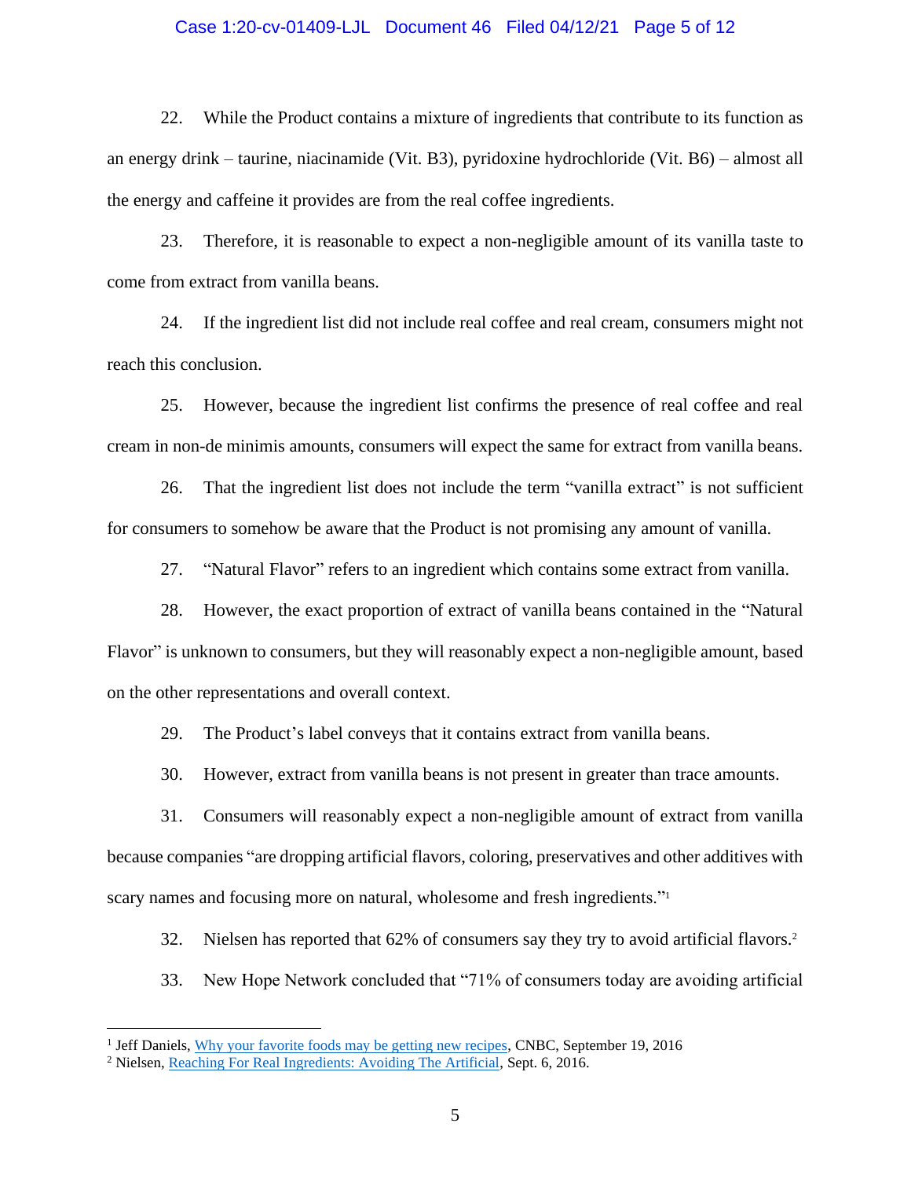22. While the Product contains a mixture of ingredients that contribute to its function as an energy drink – taurine, niacinamide (Vit. B3), pyridoxine hydrochloride (Vit. B6) – almost all the energy and caffeine it provides are from the real coffee ingredients.

23. Therefore, it is reasonable to expect a non-negligible amount of its vanilla taste to come from extract from vanilla beans.

24. If the ingredient list did not include real coffee and real cream, consumers might not reach this conclusion.

25. However, because the ingredient list confirms the presence of real coffee and real cream in non-de minimis amounts, consumers will expect the same for extract from vanilla beans.

26. That the ingredient list does not include the term "vanilla extract" is not sufficient for consumers to somehow be aware that the Product is not promising any amount of vanilla.

27. "Natural Flavor" refers to an ingredient which contains some extract from vanilla.

28. However, the exact proportion of extract of vanilla beans contained in the "Natural Flavor" is unknown to consumers, but they will reasonably expect a non-negligible amount, based on the other representations and overall context.

29. The Product's label conveys that it contains extract from vanilla beans.

30. However, extract from vanilla beans is not present in greater than trace amounts.

31. Consumers will reasonably expect a non-negligible amount of extract from vanilla because companies "are dropping artificial flavors, coloring, preservatives and other additives with scary names and focusing more on natural, wholesome and fresh ingredients."[1]

32. Nielsen has reported that 62% of consumers say they try to avoid artificial flavors.[2]

33. New Hope Network concluded that "71% of consumers today are avoiding artificial

---

[1] Jeff Daniels, Why your favorite foods may be getting new recipes, CNBC, September 19, 2016

[2] Nielsen, Reaching For Real Ingredients: Avoiding The Artificial, Sept. 6, 2016.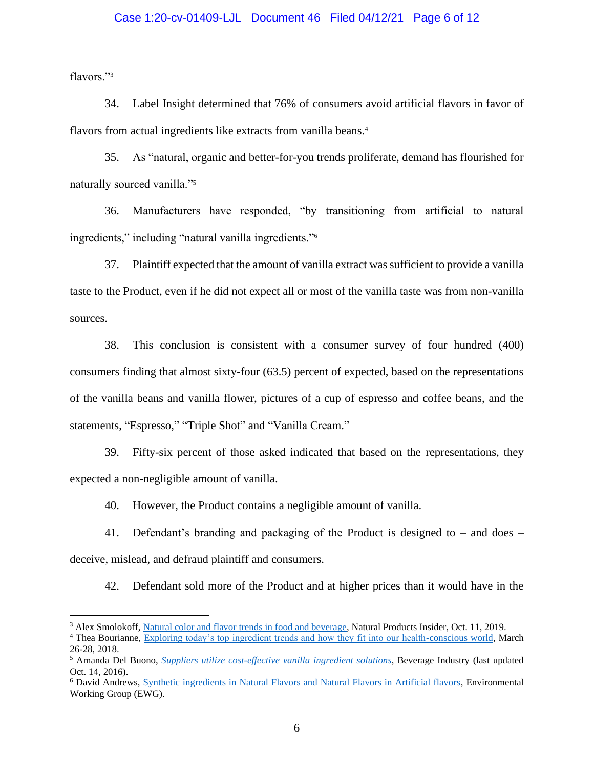flavors."[3]

34. Label Insight determined that 76% of consumers avoid artificial flavors in favor of flavors from actual ingredients like extracts from vanilla beans.[4]

35. As "natural, organic and better-for-you trends proliferate, demand has flourished for naturally sourced vanilla."[5]

36. Manufacturers have responded, "by transitioning from artificial to natural ingredients," including "natural vanilla ingredients."[6]

37. Plaintiff expected that the amount of vanilla extract was sufficient to provide a vanilla taste to the Product, even if he did not expect all or most of the vanilla taste was from non-vanilla sources.

38. This conclusion is consistent with a consumer survey of four hundred (400) consumers finding that almost sixty-four (63.5) percent of expected, based on the representations of the vanilla beans and vanilla flower, pictures of a cup of espresso and coffee beans, and the statements, "Espresso," "Triple Shot" and "Vanilla Cream."

39. Fifty-six percent of those asked indicated that based on the representations, they expected a non-negligible amount of vanilla.

40. However, the Product contains a negligible amount of vanilla.

41. Defendant's branding and packaging of the Product is designed to – and does – deceive, mislead, and defraud plaintiff and consumers.

42. Defendant sold more of the Product and at higher prices than it would have in the

---

[3] Alex Smolokoff, Natural color and flavor trends in food and beverage, Natural Products Insider, Oct. 11, 2019.

[4] Thea Bourianne, Exploring today's top ingredient trends and how they fit into our health-conscious world, March 26-28, 2018.

[5] Amanda Del Buono, *Suppliers utilize cost-effective vanilla ingredient solutions*, Beverage Industry (last updated Oct. 14, 2016).

[6] David Andrews, Synthetic ingredients in Natural Flavors and Natural Flavors in Artificial flavors, Environmental Working Group (EWG).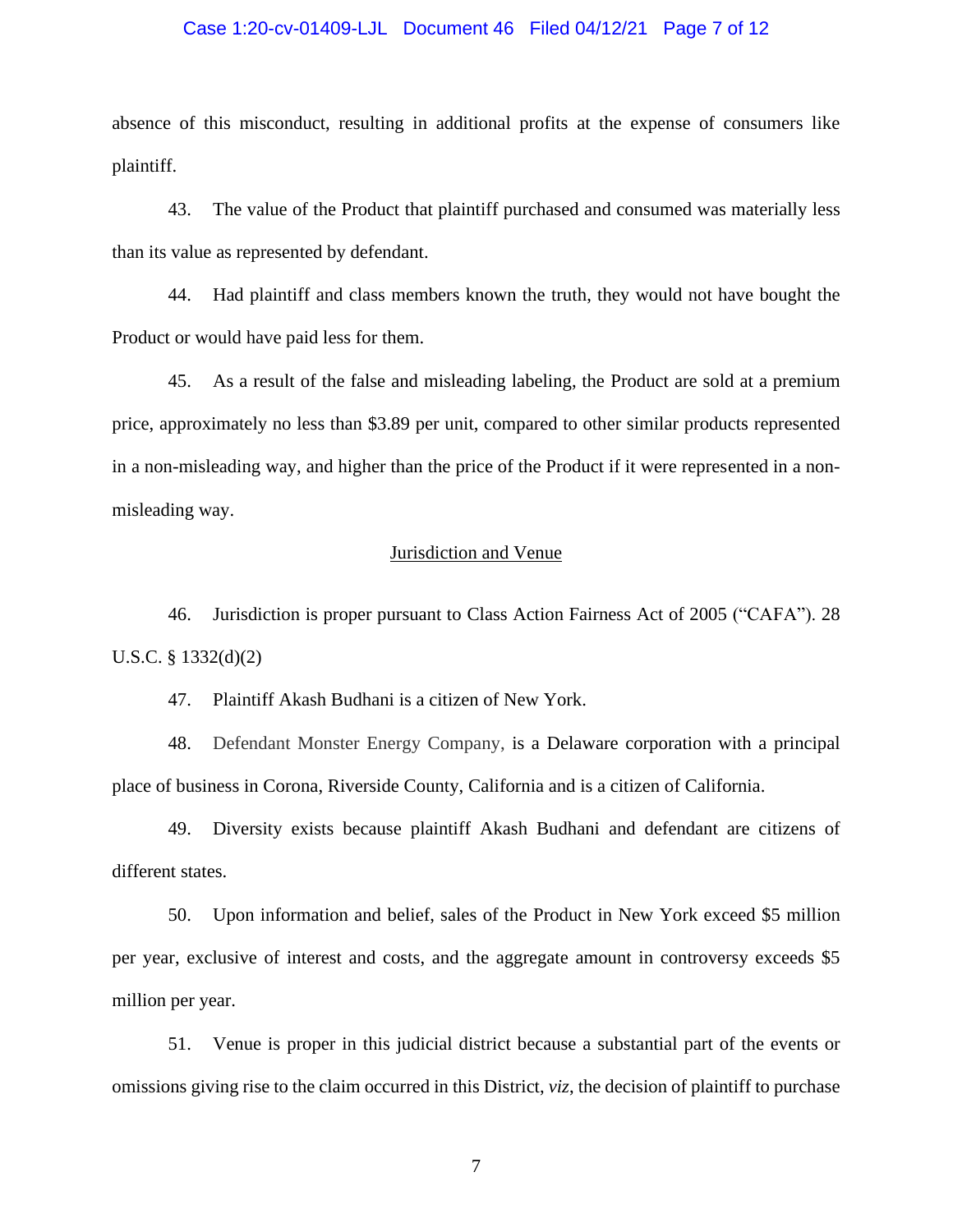absence of this misconduct, resulting in additional profits at the expense of consumers like plaintiff.

43. The value of the Product that plaintiff purchased and consumed was materially less than its value as represented by defendant.

44. Had plaintiff and class members known the truth, they would not have bought the Product or would have paid less for them.

45. As a result of the false and misleading labeling, the Product are sold at a premium price, approximately no less than $3.89 per unit, compared to other similar products represented in a non-misleading way, and higher than the price of the Product if it were represented in a non-misleading way.

## Jurisdiction and Venue

46. Jurisdiction is proper pursuant to Class Action Fairness Act of 2005 ("CAFA"). 28 U.S.C. § 1332(d)(2)

47. Plaintiff Akash Budhani is a citizen of New York.

48. Defendant Monster Energy Company, is a Delaware corporation with a principal place of business in Corona, Riverside County, California and is a citizen of California.

49. Diversity exists because plaintiff Akash Budhani and defendant are citizens of different states.

50. Upon information and belief, sales of the Product in New York exceed $5 million per year, exclusive of interest and costs, and the aggregate amount in controversy exceeds $5 million per year.

51. Venue is proper in this judicial district because a substantial part of the events or omissions giving rise to the claim occurred in this District, *viz*, the decision of plaintiff to purchase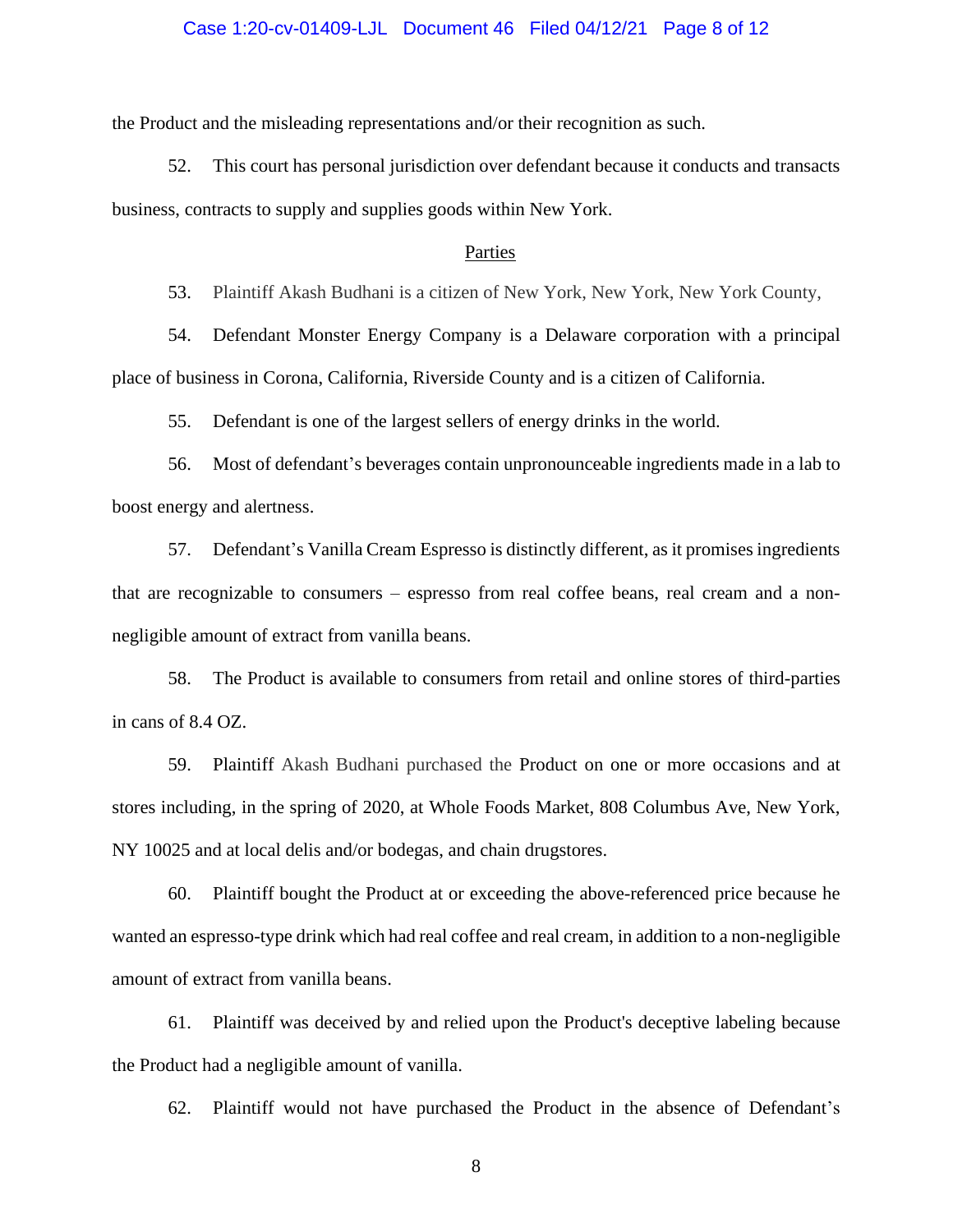the Product and the misleading representations and/or their recognition as such.

52. This court has personal jurisdiction over defendant because it conducts and transacts business, contracts to supply and supplies goods within New York.

Parties

53. Plaintiff Akash Budhani is a citizen of New York, New York, New York County,

54. Defendant Monster Energy Company is a Delaware corporation with a principal place of business in Corona, California, Riverside County and is a citizen of California.

55. Defendant is one of the largest sellers of energy drinks in the world.

56. Most of defendant's beverages contain unpronounceable ingredients made in a lab to boost energy and alertness.

57. Defendant's Vanilla Cream Espresso is distinctly different, as it promises ingredients that are recognizable to consumers – espresso from real coffee beans, real cream and a non-negligible amount of extract from vanilla beans.

58. The Product is available to consumers from retail and online stores of third-parties in cans of 8.4 OZ.

59. Plaintiff Akash Budhani purchased the Product on one or more occasions and at stores including, in the spring of 2020, at Whole Foods Market, 808 Columbus Ave, New York, NY 10025 and at local delis and/or bodegas, and chain drugstores.

60. Plaintiff bought the Product at or exceeding the above-referenced price because he wanted an espresso-type drink which had real coffee and real cream, in addition to a non-negligible amount of extract from vanilla beans.

61. Plaintiff was deceived by and relied upon the Product's deceptive labeling because the Product had a negligible amount of vanilla.

62. Plaintiff would not have purchased the Product in the absence of Defendant's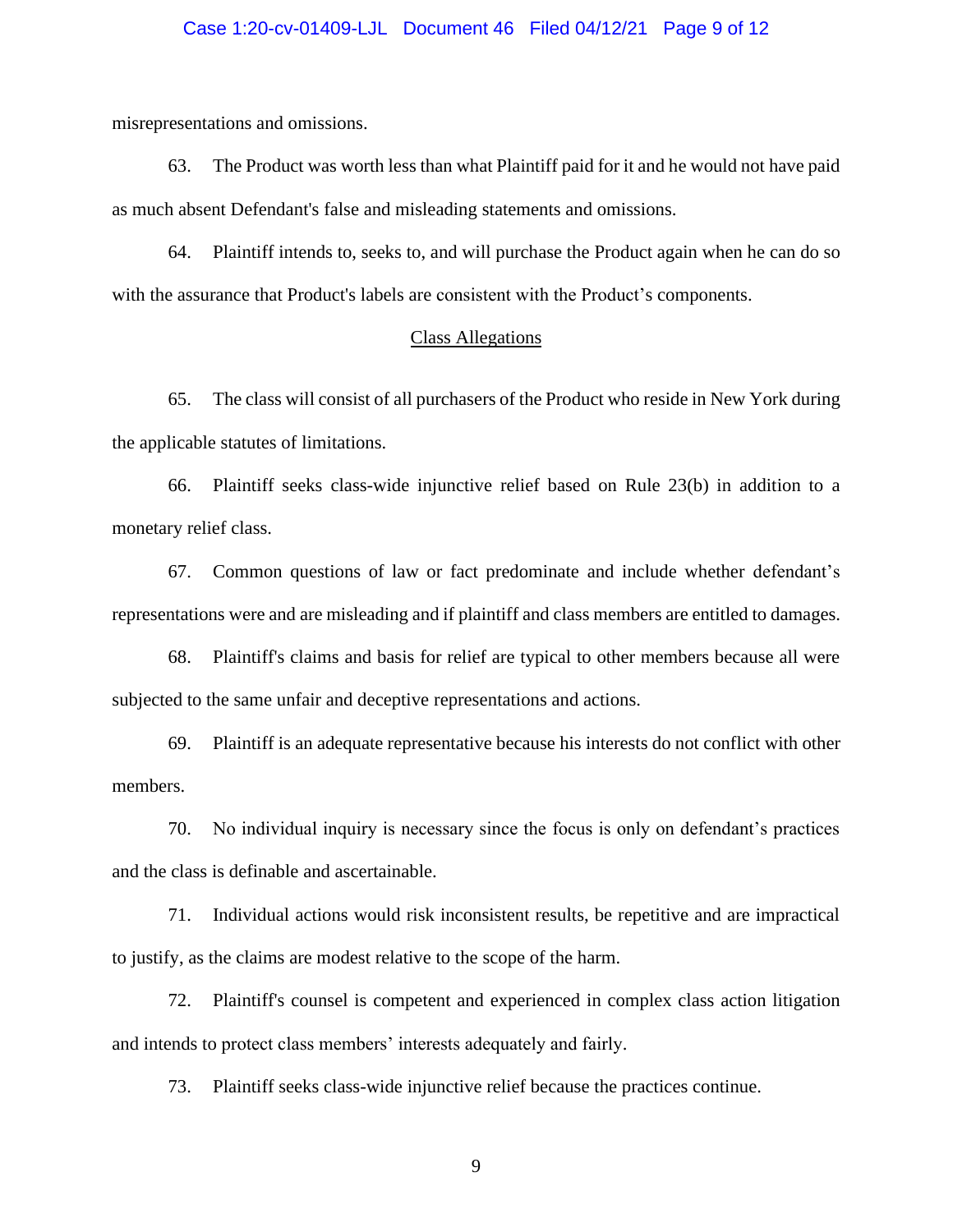misrepresentations and omissions.

63. The Product was worth less than what Plaintiff paid for it and he would not have paid as much absent Defendant's false and misleading statements and omissions.

64. Plaintiff intends to, seeks to, and will purchase the Product again when he can do so with the assurance that Product's labels are consistent with the Product's components.

## Class Allegations

65. The class will consist of all purchasers of the Product who reside in New York during the applicable statutes of limitations.

66. Plaintiff seeks class-wide injunctive relief based on Rule 23(b) in addition to a monetary relief class.

67. Common questions of law or fact predominate and include whether defendant's representations were and are misleading and if plaintiff and class members are entitled to damages.

68. Plaintiff's claims and basis for relief are typical to other members because all were subjected to the same unfair and deceptive representations and actions.

69. Plaintiff is an adequate representative because his interests do not conflict with other members.

70. No individual inquiry is necessary since the focus is only on defendant's practices and the class is definable and ascertainable.

71. Individual actions would risk inconsistent results, be repetitive and are impractical to justify, as the claims are modest relative to the scope of the harm.

72. Plaintiff's counsel is competent and experienced in complex class action litigation and intends to protect class members' interests adequately and fairly.

73. Plaintiff seeks class-wide injunctive relief because the practices continue.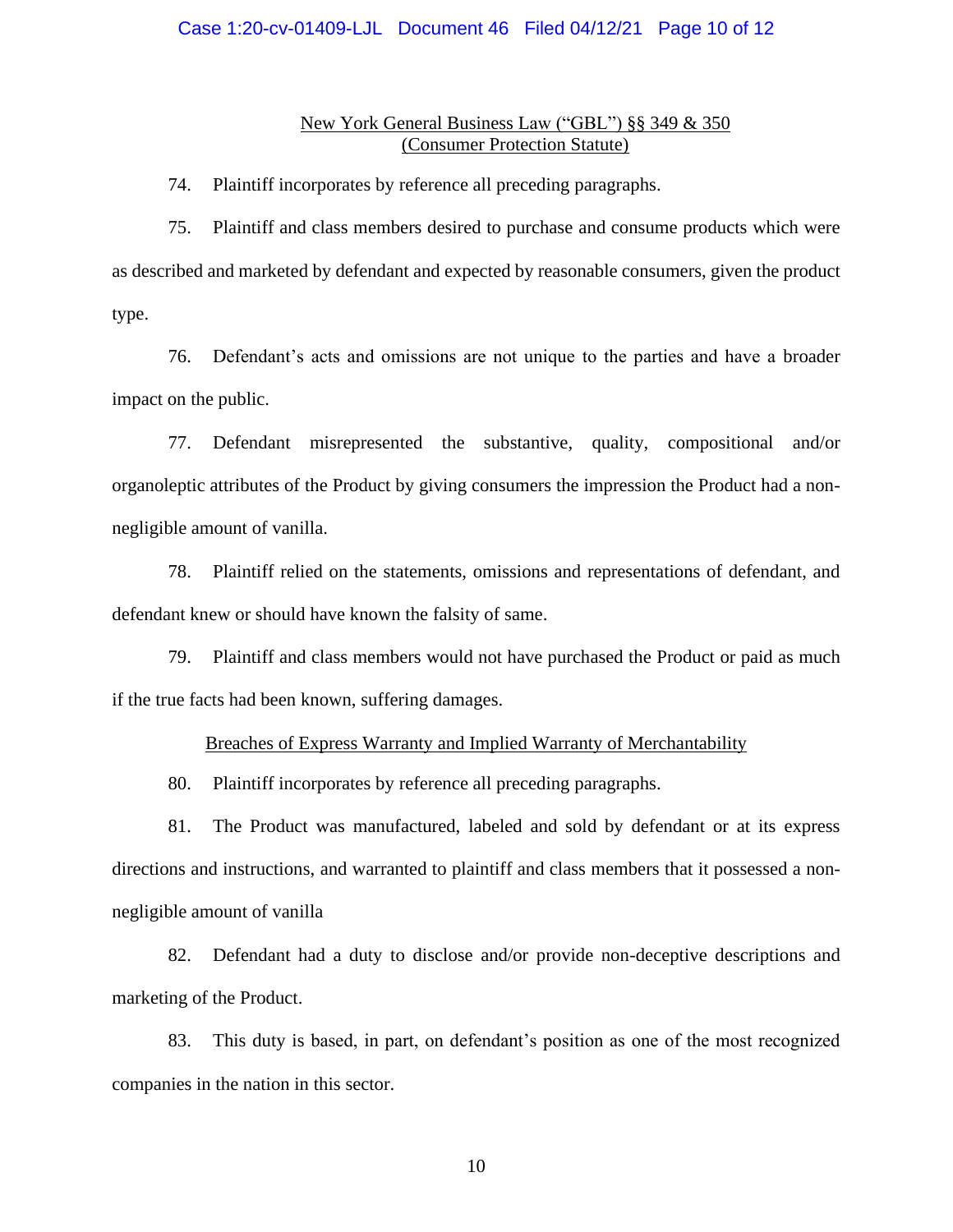New York General Business Law ("GBL") §§ 349 & 350
(Consumer Protection Statute)

74. Plaintiff incorporates by reference all preceding paragraphs.

75. Plaintiff and class members desired to purchase and consume products which were as described and marketed by defendant and expected by reasonable consumers, given the product type.

76. Defendant's acts and omissions are not unique to the parties and have a broader impact on the public.

77. Defendant misrepresented the substantive, quality, compositional and/or organoleptic attributes of the Product by giving consumers the impression the Product had a non-negligible amount of vanilla.

78. Plaintiff relied on the statements, omissions and representations of defendant, and defendant knew or should have known the falsity of same.

79. Plaintiff and class members would not have purchased the Product or paid as much if the true facts had been known, suffering damages.

Breaches of Express Warranty and Implied Warranty of Merchantability

80. Plaintiff incorporates by reference all preceding paragraphs.

81. The Product was manufactured, labeled and sold by defendant or at its express directions and instructions, and warranted to plaintiff and class members that it possessed a non-negligible amount of vanilla

82. Defendant had a duty to disclose and/or provide non-deceptive descriptions and marketing of the Product.

83. This duty is based, in part, on defendant's position as one of the most recognized companies in the nation in this sector.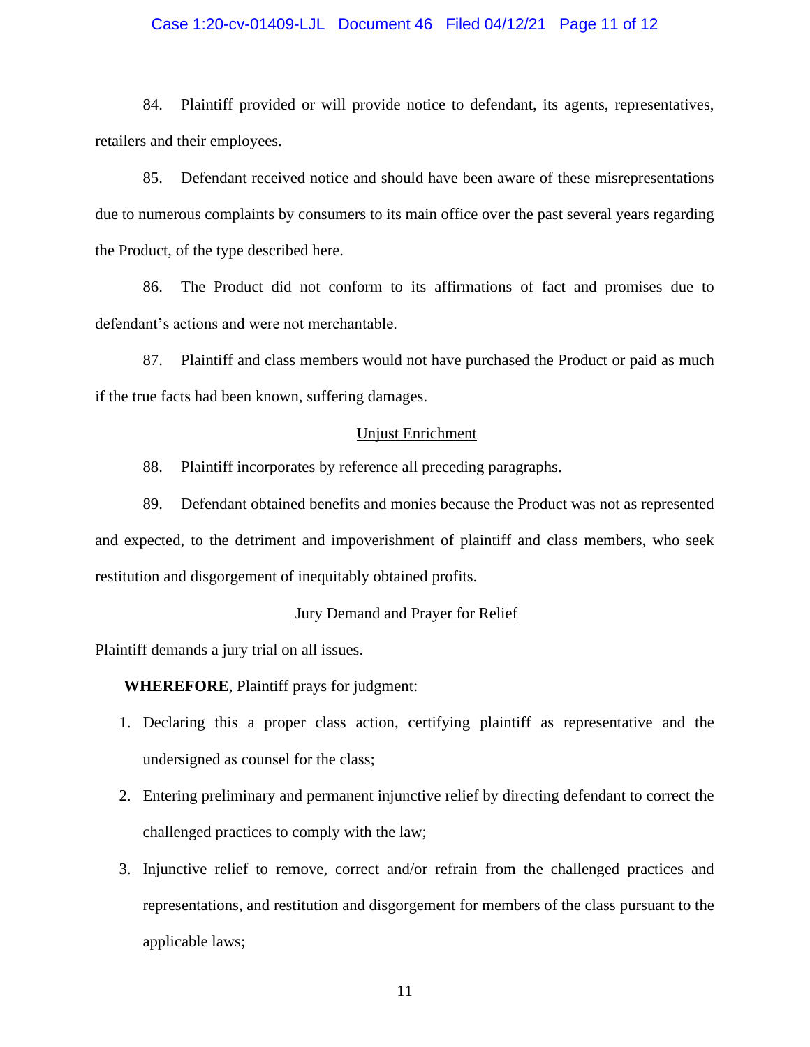84. Plaintiff provided or will provide notice to defendant, its agents, representatives, retailers and their employees.

85. Defendant received notice and should have been aware of these misrepresentations due to numerous complaints by consumers to its main office over the past several years regarding the Product, of the type described here.

86. The Product did not conform to its affirmations of fact and promises due to defendant's actions and were not merchantable.

87. Plaintiff and class members would not have purchased the Product or paid as much if the true facts had been known, suffering damages.

## Unjust Enrichment

88. Plaintiff incorporates by reference all preceding paragraphs.

89. Defendant obtained benefits and monies because the Product was not as represented and expected, to the detriment and impoverishment of plaintiff and class members, who seek restitution and disgorgement of inequitably obtained profits.

## Jury Demand and Prayer for Relief

Plaintiff demands a jury trial on all issues.

**WHEREFORE**, Plaintiff prays for judgment:

1. Declaring this a proper class action, certifying plaintiff as representative and the undersigned as counsel for the class;
2. Entering preliminary and permanent injunctive relief by directing defendant to correct the challenged practices to comply with the law;
3. Injunctive relief to remove, correct and/or refrain from the challenged practices and representations, and restitution and disgorgement for members of the class pursuant to the applicable laws;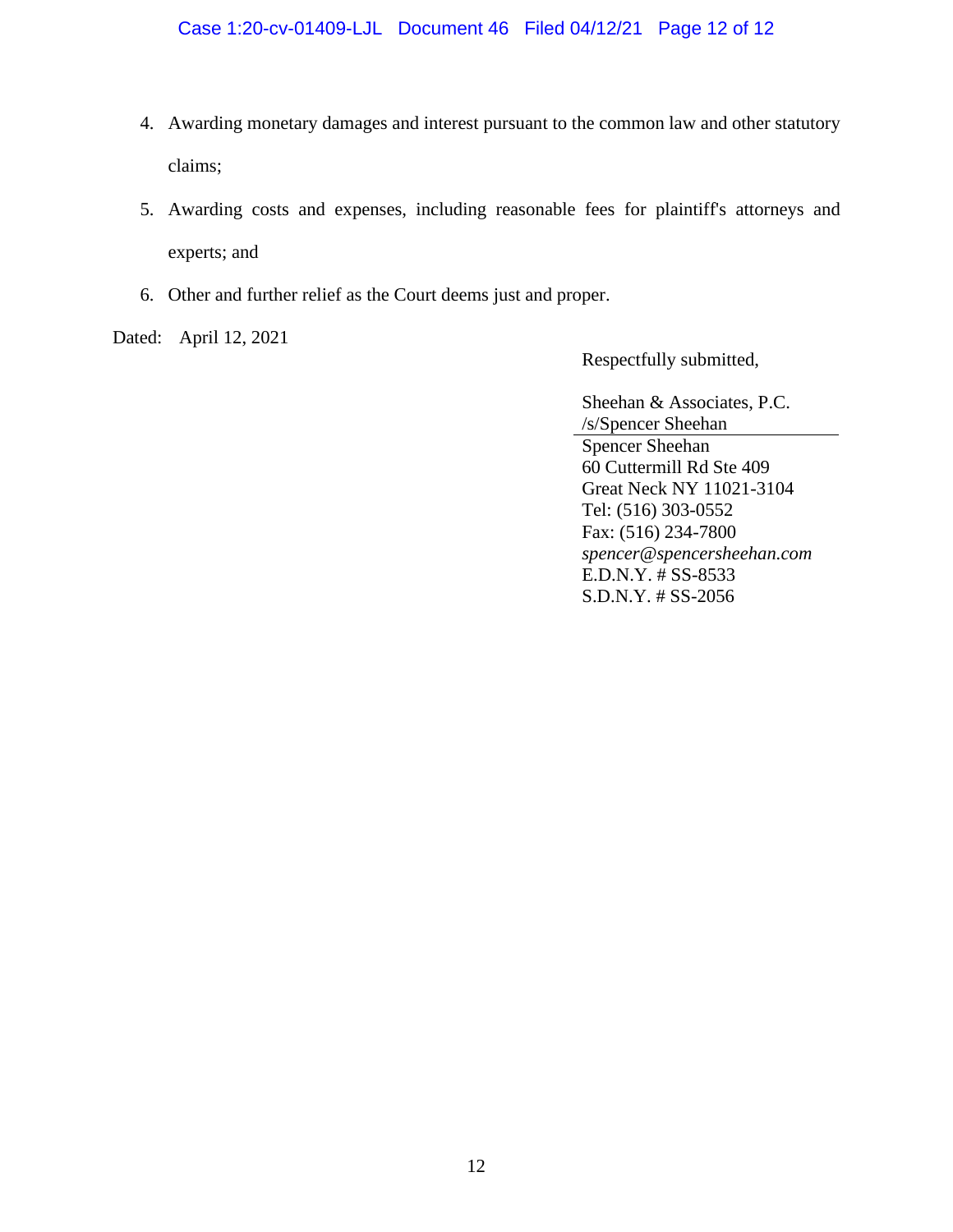4. Awarding monetary damages and interest pursuant to the common law and other statutory claims;
5. Awarding costs and expenses, including reasonable fees for plaintiff's attorneys and experts; and
6. Other and further relief as the Court deems just and proper.

Dated: April 12, 2021

Respectfully submitted,

Sheehan & Associates, P.C.
/s/Spencer Sheehan
Spencer Sheehan
60 Cuttermill Rd Ste 409
Great Neck NY 11021-3104
Tel: (516) 303-0552
Fax: (516) 234-7800
*spencer@spencersheehan.com*
E.D.N.Y. # SS-8533
S.D.N.Y. # SS-2056